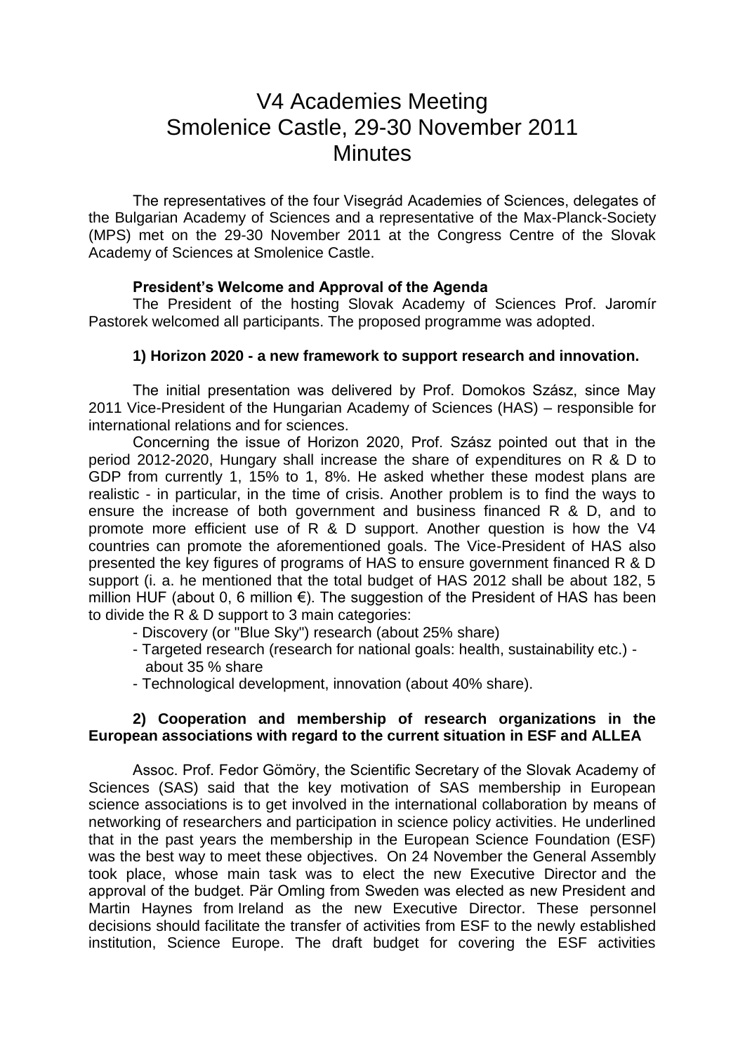# V4 Academies Meeting
# Smolenice Castle, 29-30 November 2011
# Minutes

The representatives of the four Visegrád Academies of Sciences, delegates of the Bulgarian Academy of Sciences and a representative of the Max-Planck-Society (MPS) met on the 29-30 November 2011 at the Congress Centre of the Slovak Academy of Sciences at Smolenice Castle.

**President's Welcome and Approval of the Agenda**

The President of the hosting Slovak Academy of Sciences Prof. Jaromír Pastorek welcomed all participants. The proposed programme was adopted.

**1) Horizon 2020 - a new framework to support research and innovation.**

The initial presentation was delivered by Prof. Domokos Szász, since May 2011 Vice-President of the Hungarian Academy of Sciences (HAS) – responsible for international relations and for sciences.

Concerning the issue of Horizon 2020, Prof. Szász pointed out that in the period 2012-2020, Hungary shall increase the share of expenditures on R & D to GDP from currently 1, 15% to 1, 8%. He asked whether these modest plans are realistic - in particular, in the time of crisis. Another problem is to find the ways to ensure the increase of both government and business financed R & D, and to promote more efficient use of R & D support. Another question is how the V4 countries can promote the aforementioned goals. The Vice-President of HAS also presented the key figures of programs of HAS to ensure government financed R & D support (i. a. he mentioned that the total budget of HAS 2012 shall be about 182, 5 million HUF (about 0, 6 million €). The suggestion of the President of HAS has been to divide the R & D support to 3 main categories:

- Discovery (or "Blue Sky") research (about 25% share)
- Targeted research (research for national goals: health, sustainability etc.) - about 35 % share
- Technological development, innovation (about 40% share).

**2) Cooperation and membership of research organizations in the European associations with regard to the current situation in ESF and ALLEA**

Assoc. Prof. Fedor Gömöry, the Scientific Secretary of the Slovak Academy of Sciences (SAS) said that the key motivation of SAS membership in European science associations is to get involved in the international collaboration by means of networking of researchers and participation in science policy activities. He underlined that in the past years the membership in the European Science Foundation (ESF) was the best way to meet these objectives. On 24 November the General Assembly took place, whose main task was to elect the new Executive Director and the approval of the budget. Pär Omling from Sweden was elected as new President and Martin Haynes from Ireland as the new Executive Director. These personnel decisions should facilitate the transfer of activities from ESF to the newly established institution, Science Europe. The draft budget for covering the ESF activities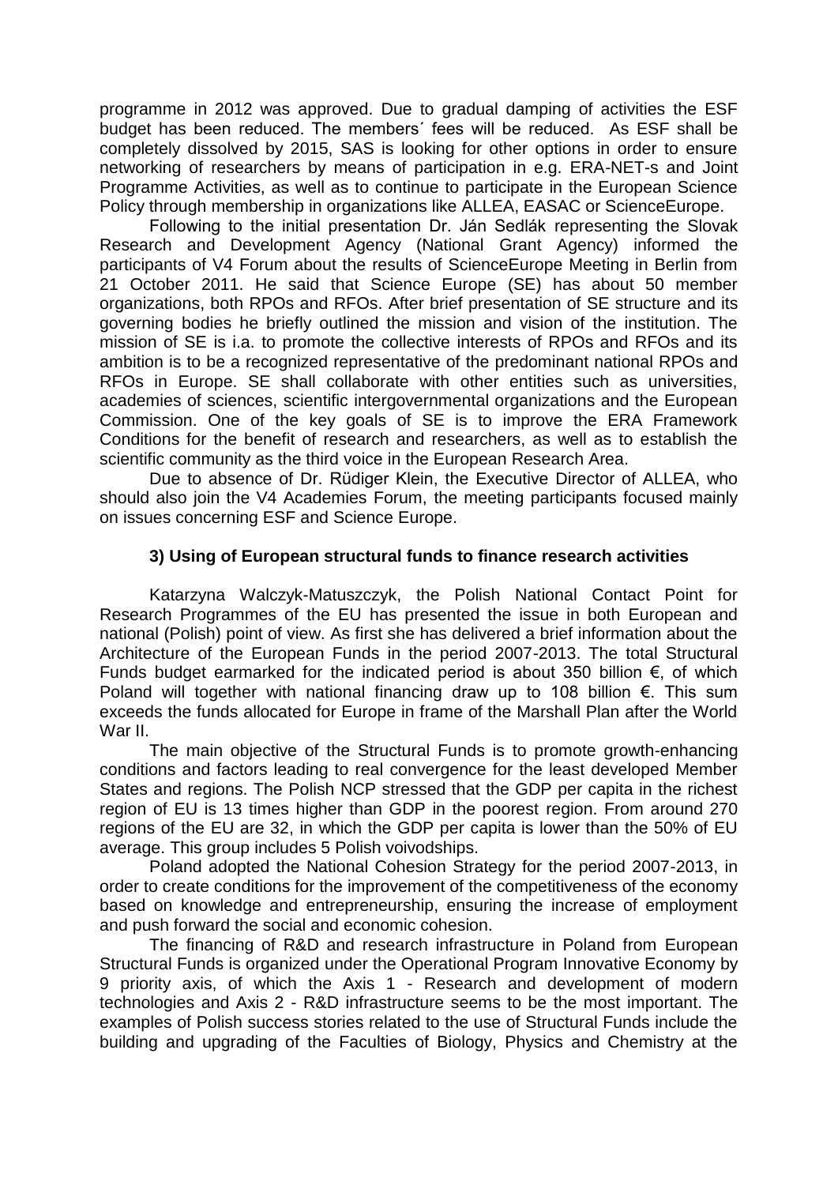programme in 2012 was approved. Due to gradual damping of activities the ESF budget has been reduced. The members´ fees will be reduced. As ESF shall be completely dissolved by 2015, SAS is looking for other options in order to ensure networking of researchers by means of participation in e.g. ERA-NET-s and Joint Programme Activities, as well as to continue to participate in the European Science Policy through membership in organizations like ALLEA, EASAC or ScienceEurope.

Following to the initial presentation Dr. Ján Sedlák representing the Slovak Research and Development Agency (National Grant Agency) informed the participants of V4 Forum about the results of ScienceEurope Meeting in Berlin from 21 October 2011. He said that Science Europe (SE) has about 50 member organizations, both RPOs and RFOs. After brief presentation of SE structure and its governing bodies he briefly outlined the mission and vision of the institution. The mission of SE is i.a. to promote the collective interests of RPOs and RFOs and its ambition is to be a recognized representative of the predominant national RPOs and RFOs in Europe. SE shall collaborate with other entities such as universities, academies of sciences, scientific intergovernmental organizations and the European Commission. One of the key goals of SE is to improve the ERA Framework Conditions for the benefit of research and researchers, as well as to establish the scientific community as the third voice in the European Research Area.

Due to absence of Dr. Rüdiger Klein, the Executive Director of ALLEA, who should also join the V4 Academies Forum, the meeting participants focused mainly on issues concerning ESF and Science Europe.

### 3) Using of European structural funds to finance research activities

Katarzyna Walczyk-Matuszczyk, the Polish National Contact Point for Research Programmes of the EU has presented the issue in both European and national (Polish) point of view. As first she has delivered a brief information about the Architecture of the European Funds in the period 2007-2013. The total Structural Funds budget earmarked for the indicated period is about 350 billion €, of which Poland will together with national financing draw up to 108 billion €. This sum exceeds the funds allocated for Europe in frame of the Marshall Plan after the World War II.

The main objective of the Structural Funds is to promote growth-enhancing conditions and factors leading to real convergence for the least developed Member States and regions. The Polish NCP stressed that the GDP per capita in the richest region of EU is 13 times higher than GDP in the poorest region. From around 270 regions of the EU are 32, in which the GDP per capita is lower than the 50% of EU average. This group includes 5 Polish voivodships.

Poland adopted the National Cohesion Strategy for the period 2007-2013, in order to create conditions for the improvement of the competitiveness of the economy based on knowledge and entrepreneurship, ensuring the increase of employment and push forward the social and economic cohesion.

The financing of R&D and research infrastructure in Poland from European Structural Funds is organized under the Operational Program Innovative Economy by 9 priority axis, of which the Axis 1 - Research and development of modern technologies and Axis 2 - R&D infrastructure seems to be the most important. The examples of Polish success stories related to the use of Structural Funds include the building and upgrading of the Faculties of Biology, Physics and Chemistry at the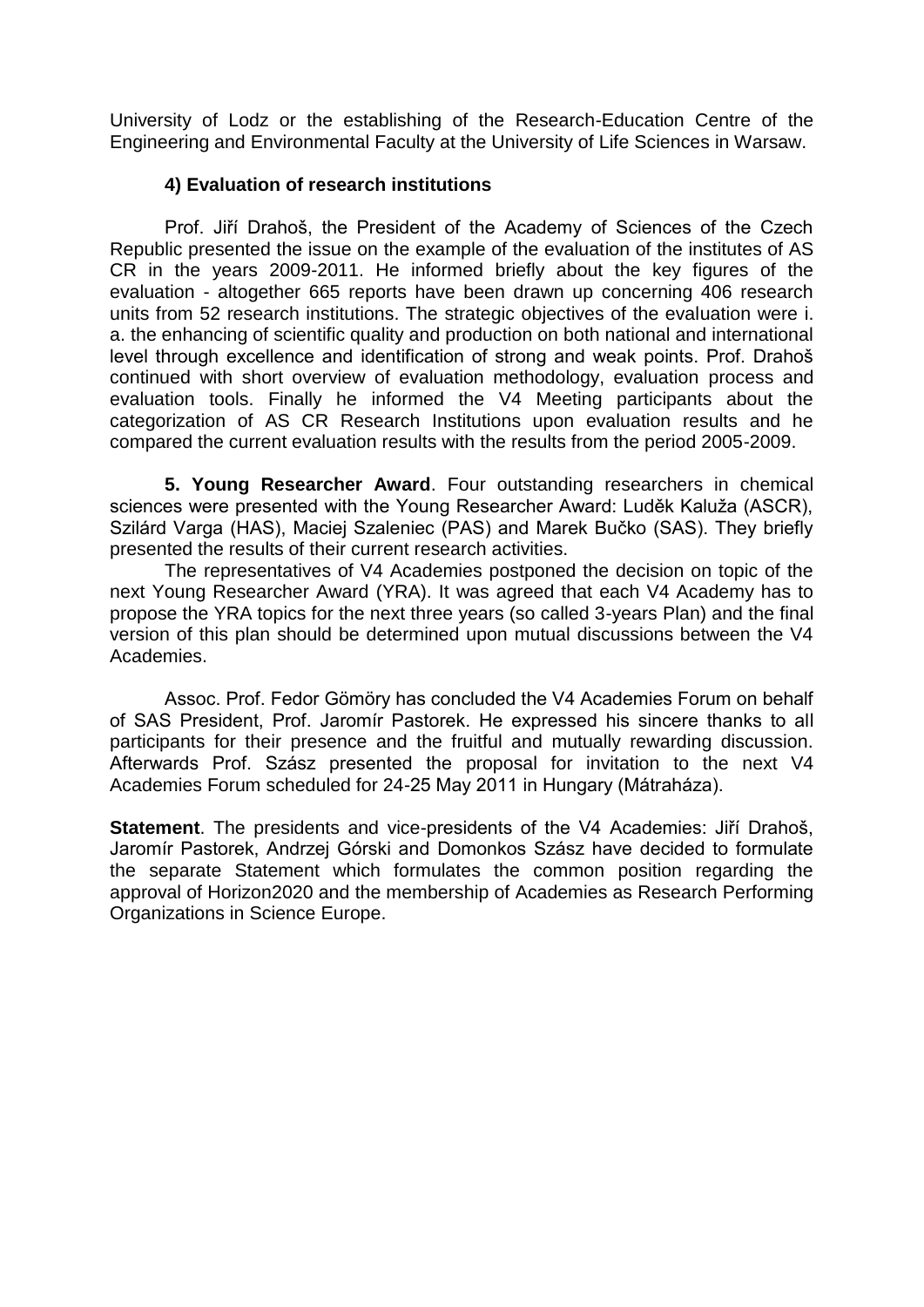University of Lodz or the establishing of the Research-Education Centre of the Engineering and Environmental Faculty at the University of Life Sciences in Warsaw.

### 4) Evaluation of research institutions

Prof. Jiří Drahoš, the President of the Academy of Sciences of the Czech Republic presented the issue on the example of the evaluation of the institutes of AS CR in the years 2009-2011. He informed briefly about the key figures of the evaluation - altogether 665 reports have been drawn up concerning 406 research units from 52 research institutions. The strategic objectives of the evaluation were i. a. the enhancing of scientific quality and production on both national and international level through excellence and identification of strong and weak points. Prof. Drahoš continued with short overview of evaluation methodology, evaluation process and evaluation tools. Finally he informed the V4 Meeting participants about the categorization of AS CR Research Institutions upon evaluation results and he compared the current evaluation results with the results from the period 2005-2009.

**5. Young Researcher Award**. Four outstanding researchers in chemical sciences were presented with the Young Researcher Award: Luděk Kaluža (ASCR), Szilárd Varga (HAS), Maciej Szaleniec (PAS) and Marek Bučko (SAS). They briefly presented the results of their current research activities.

The representatives of V4 Academies postponed the decision on topic of the next Young Researcher Award (YRA). It was agreed that each V4 Academy has to propose the YRA topics for the next three years (so called 3-years Plan) and the final version of this plan should be determined upon mutual discussions between the V4 Academies.

Assoc. Prof. Fedor Gömöry has concluded the V4 Academies Forum on behalf of SAS President, Prof. Jaromír Pastorek. He expressed his sincere thanks to all participants for their presence and the fruitful and mutually rewarding discussion. Afterwards Prof. Szász presented the proposal for invitation to the next V4 Academies Forum scheduled for 24-25 May 2011 in Hungary (Mátraháza).

**Statement**. The presidents and vice-presidents of the V4 Academies: Jiří Drahoš, Jaromír Pastorek, Andrzej Górski and Domonkos Szász have decided to formulate the separate Statement which formulates the common position regarding the approval of Horizon2020 and the membership of Academies as Research Performing Organizations in Science Europe.